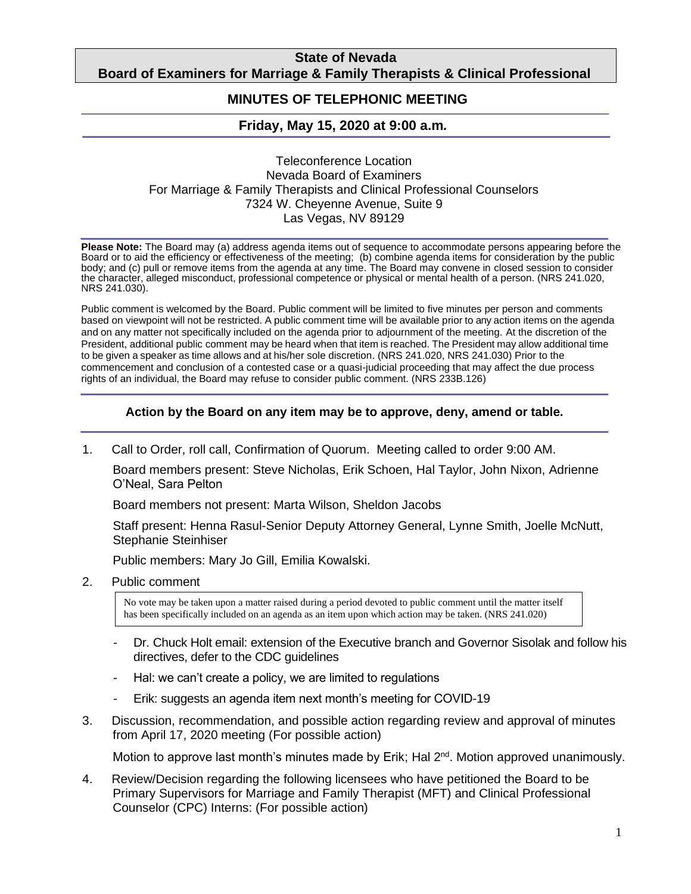**State of Nevada**
**Board of Examiners for Marriage & Family Therapists & Clinical Professional**

## MINUTES OF TELEPHONIC MEETING

### Friday, May 15, 2020 at 9:00 a.m.

Teleconference Location
Nevada Board of Examiners
For Marriage & Family Therapists and Clinical Professional Counselors
7324 W. Cheyenne Avenue, Suite 9
Las Vegas, NV 89129

**Please Note:** The Board may (a) address agenda items out of sequence to accommodate persons appearing before the Board or to aid the efficiency or effectiveness of the meeting; (b) combine agenda items for consideration by the public body; and (c) pull or remove items from the agenda at any time. The Board may convene in closed session to consider the character, alleged misconduct, professional competence or physical or mental health of a person. (NRS 241.020, NRS 241.030).

Public comment is welcomed by the Board. Public comment will be limited to five minutes per person and comments based on viewpoint will not be restricted. A public comment time will be available prior to any action items on the agenda and on any matter not specifically included on the agenda prior to adjournment of the meeting. At the discretion of the President, additional public comment may be heard when that item is reached. The President may allow additional time to be given a speaker as time allows and at his/her sole discretion. (NRS 241.020, NRS 241.030) Prior to the commencement and conclusion of a contested case or a quasi-judicial proceeding that may affect the due process rights of an individual, the Board may refuse to consider public comment. (NRS 233B.126)

**Action by the Board on any item may be to approve, deny, amend or table.**

1. Call to Order, roll call, Confirmation of Quorum. Meeting called to order 9:00 AM.

   Board members present: Steve Nicholas, Erik Schoen, Hal Taylor, John Nixon, Adrienne O'Neal, Sara Pelton

   Board members not present: Marta Wilson, Sheldon Jacobs

   Staff present: Henna Rasul-Senior Deputy Attorney General, Lynne Smith, Joelle McNutt, Stephanie Steinhiser

   Public members: Mary Jo Gill, Emilia Kowalski.

2. Public comment

   No vote may be taken upon a matter raised during a period devoted to public comment until the matter itself has been specifically included on an agenda as an item upon which action may be taken. (NRS 241.020)

   - Dr. Chuck Holt email: extension of the Executive branch and Governor Sisolak and follow his directives, defer to the CDC guidelines
   - Hal: we can't create a policy, we are limited to regulations
   - Erik: suggests an agenda item next month's meeting for COVID-19

3. Discussion, recommendation, and possible action regarding review and approval of minutes from April 17, 2020 meeting (For possible action)

   Motion to approve last month's minutes made by Erik; Hal 2nd. Motion approved unanimously.

4. Review/Decision regarding the following licensees who have petitioned the Board to be Primary Supervisors for Marriage and Family Therapist (MFT) and Clinical Professional Counselor (CPC) Interns: (For possible action)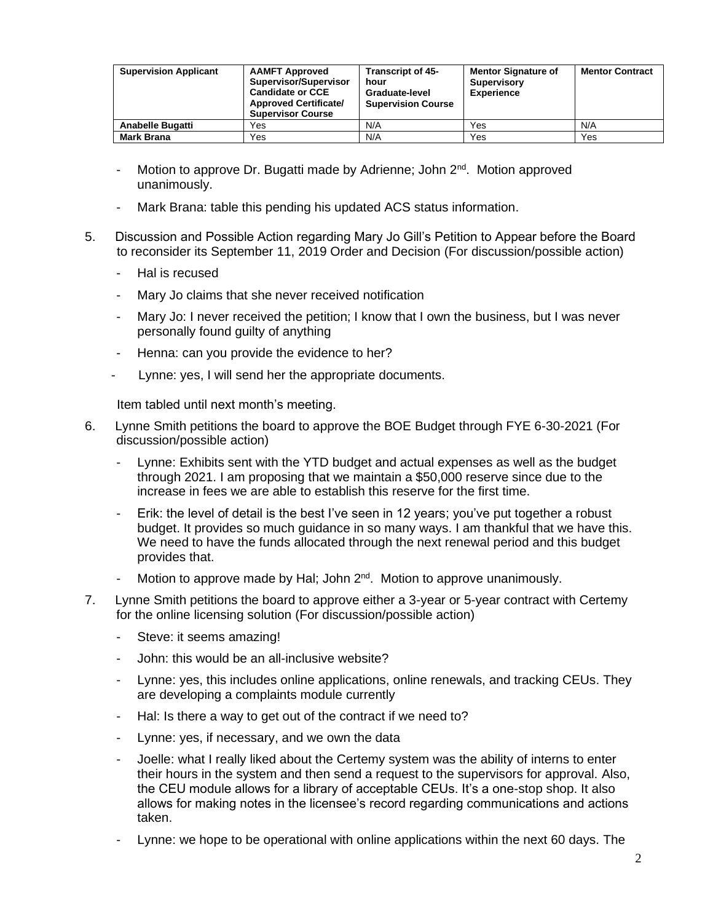| Supervision Applicant | AAMFT Approved Supervisor/Supervisor Candidate or CCE Approved Certificate/ Supervisor Course | Transcript of 45-hour Graduate-level Supervision Course | Mentor Signature of Supervisory Experience | Mentor Contract |
|---|---|---|---|---|
| **Anabelle Bugatti** | Yes | N/A | Yes | N/A |
| **Mark Brana** | Yes | N/A | Yes | Yes |

- Motion to approve Dr. Bugatti made by Adrienne; John 2nd. Motion approved unanimously.
- Mark Brana: table this pending his updated ACS status information.

5. Discussion and Possible Action regarding Mary Jo Gill's Petition to Appear before the Board to reconsider its September 11, 2019 Order and Decision (For discussion/possible action)
   - Hal is recused
   - Mary Jo claims that she never received notification
   - Mary Jo: I never received the petition; I know that I own the business, but I was never personally found guilty of anything
   - Henna: can you provide the evidence to her?
   - Lynne: yes, I will send her the appropriate documents.

   Item tabled until next month's meeting.

6. Lynne Smith petitions the board to approve the BOE Budget through FYE 6-30-2021 (For discussion/possible action)
   - Lynne: Exhibits sent with the YTD budget and actual expenses as well as the budget through 2021. I am proposing that we maintain a $50,000 reserve since due to the increase in fees we are able to establish this reserve for the first time.
   - Erik: the level of detail is the best I've seen in 12 years; you've put together a robust budget. It provides so much guidance in so many ways. I am thankful that we have this. We need to have the funds allocated through the next renewal period and this budget provides that.
   - Motion to approve made by Hal; John 2nd. Motion to approve unanimously.

7. Lynne Smith petitions the board to approve either a 3-year or 5-year contract with Certemy for the online licensing solution (For discussion/possible action)
   - Steve: it seems amazing!
   - John: this would be an all-inclusive website?
   - Lynne: yes, this includes online applications, online renewals, and tracking CEUs. They are developing a complaints module currently
   - Hal: Is there a way to get out of the contract if we need to?
   - Lynne: yes, if necessary, and we own the data
   - Joelle: what I really liked about the Certemy system was the ability of interns to enter their hours in the system and then send a request to the supervisors for approval. Also, the CEU module allows for a library of acceptable CEUs. It's a one-stop shop. It also allows for making notes in the licensee's record regarding communications and actions taken.
   - Lynne: we hope to be operational with online applications within the next 60 days. The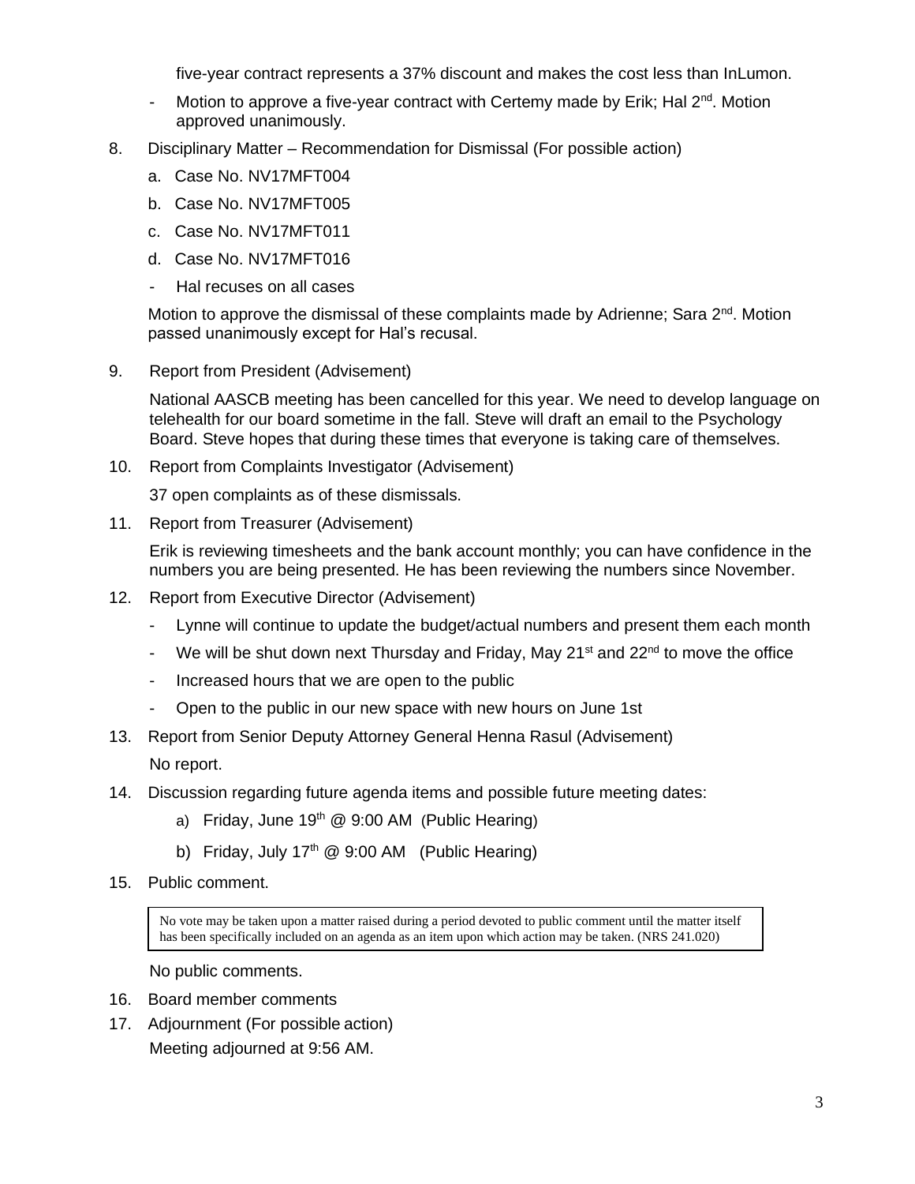five-year contract represents a 37% discount and makes the cost less than InLumon.

- Motion to approve a five-year contract with Certemy made by Erik; Hal 2nd. Motion approved unanimously.

8. Disciplinary Matter – Recommendation for Dismissal (For possible action)
   a. Case No. NV17MFT004
   b. Case No. NV17MFT005
   c. Case No. NV17MFT011
   d. Case No. NV17MFT016
   - Hal recuses on all cases

   Motion to approve the dismissal of these complaints made by Adrienne; Sara 2nd. Motion passed unanimously except for Hal's recusal.

9. Report from President (Advisement)

   National AASCB meeting has been cancelled for this year. We need to develop language on telehealth for our board sometime in the fall. Steve will draft an email to the Psychology Board. Steve hopes that during these times that everyone is taking care of themselves.

10. Report from Complaints Investigator (Advisement)

    37 open complaints as of these dismissals.

11. Report from Treasurer (Advisement)

    Erik is reviewing timesheets and the bank account monthly; you can have confidence in the numbers you are being presented. He has been reviewing the numbers since November.

12. Report from Executive Director (Advisement)
    - Lynne will continue to update the budget/actual numbers and present them each month
    - We will be shut down next Thursday and Friday, May 21st and 22nd to move the office
    - Increased hours that we are open to the public
    - Open to the public in our new space with new hours on June 1st

13. Report from Senior Deputy Attorney General Henna Rasul (Advisement)

    No report.

14. Discussion regarding future agenda items and possible future meeting dates:
    a) Friday, June 19th @ 9:00 AM (Public Hearing)
    b) Friday, July 17th @ 9:00 AM (Public Hearing)

15. Public comment.

    No vote may be taken upon a matter raised during a period devoted to public comment until the matter itself has been specifically included on an agenda as an item upon which action may be taken. (NRS 241.020)

    No public comments.

16. Board member comments

17. Adjournment (For possible action)

    Meeting adjourned at 9:56 AM.